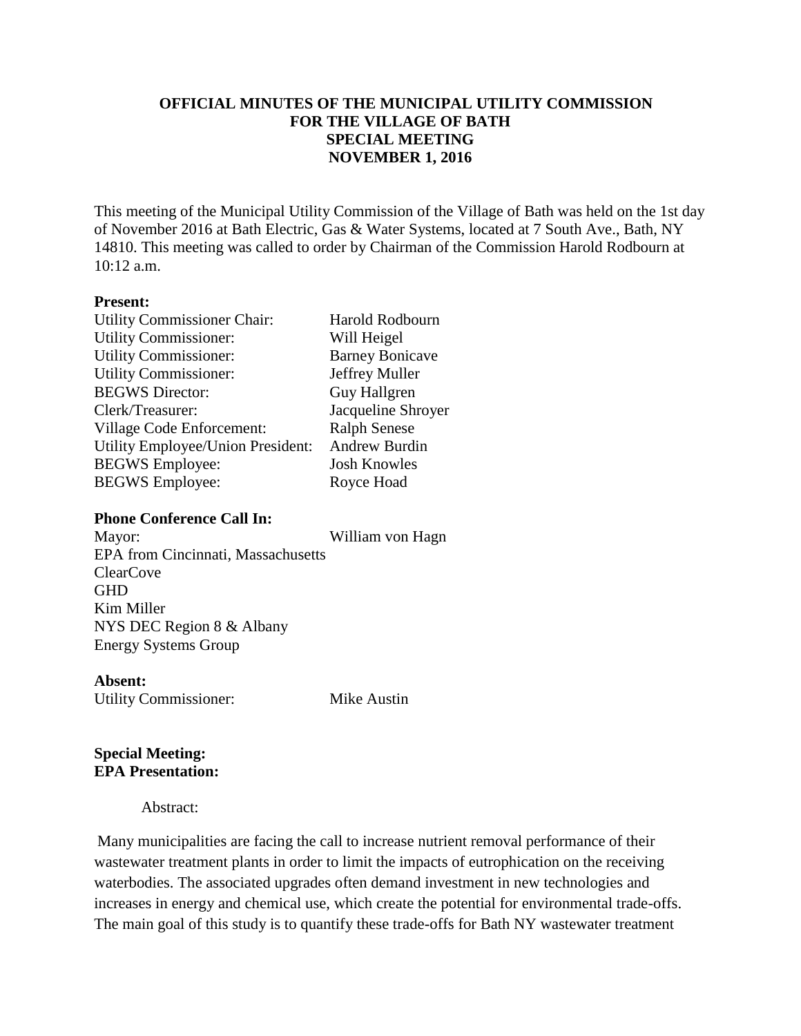**OFFICIAL MINUTES OF THE MUNICIPAL UTILITY COMMISSION**
**FOR THE VILLAGE OF BATH**
**SPECIAL MEETING**
**NOVEMBER 1, 2016**

This meeting of the Municipal Utility Commission of the Village of Bath was held on the 1st day of November 2016 at Bath Electric, Gas & Water Systems, located at 7 South Ave., Bath, NY 14810. This meeting was called to order by Chairman of the Commission Harold Rodbourn at 10:12 a.m.

**Present:**

| | |
|---|---|
| Utility Commissioner Chair: | Harold Rodbourn |
| Utility Commissioner: | Will Heigel |
| Utility Commissioner: | Barney Bonicave |
| Utility Commissioner: | Jeffrey Muller |
| BEGWS Director: | Guy Hallgren |
| Clerk/Treasurer: | Jacqueline Shroyer |
| Village Code Enforcement: | Ralph Senese |
| Utility Employee/Union President: | Andrew Burdin |
| BEGWS Employee: | Josh Knowles |
| BEGWS Employee: | Royce Hoad |

**Phone Conference Call In:**

Mayor: William von Hagn
EPA from Cincinnati, Massachusetts
ClearCove
GHD
Kim Miller
NYS DEC Region 8 & Albany
Energy Systems Group

**Absent:**

Utility Commissioner: Mike Austin

**Special Meeting:**
**EPA Presentation:**

Abstract:

Many municipalities are facing the call to increase nutrient removal performance of their wastewater treatment plants in order to limit the impacts of eutrophication on the receiving waterbodies. The associated upgrades often demand investment in new technologies and increases in energy and chemical use, which create the potential for environmental trade-offs. The main goal of this study is to quantify these trade-offs for Bath NY wastewater treatment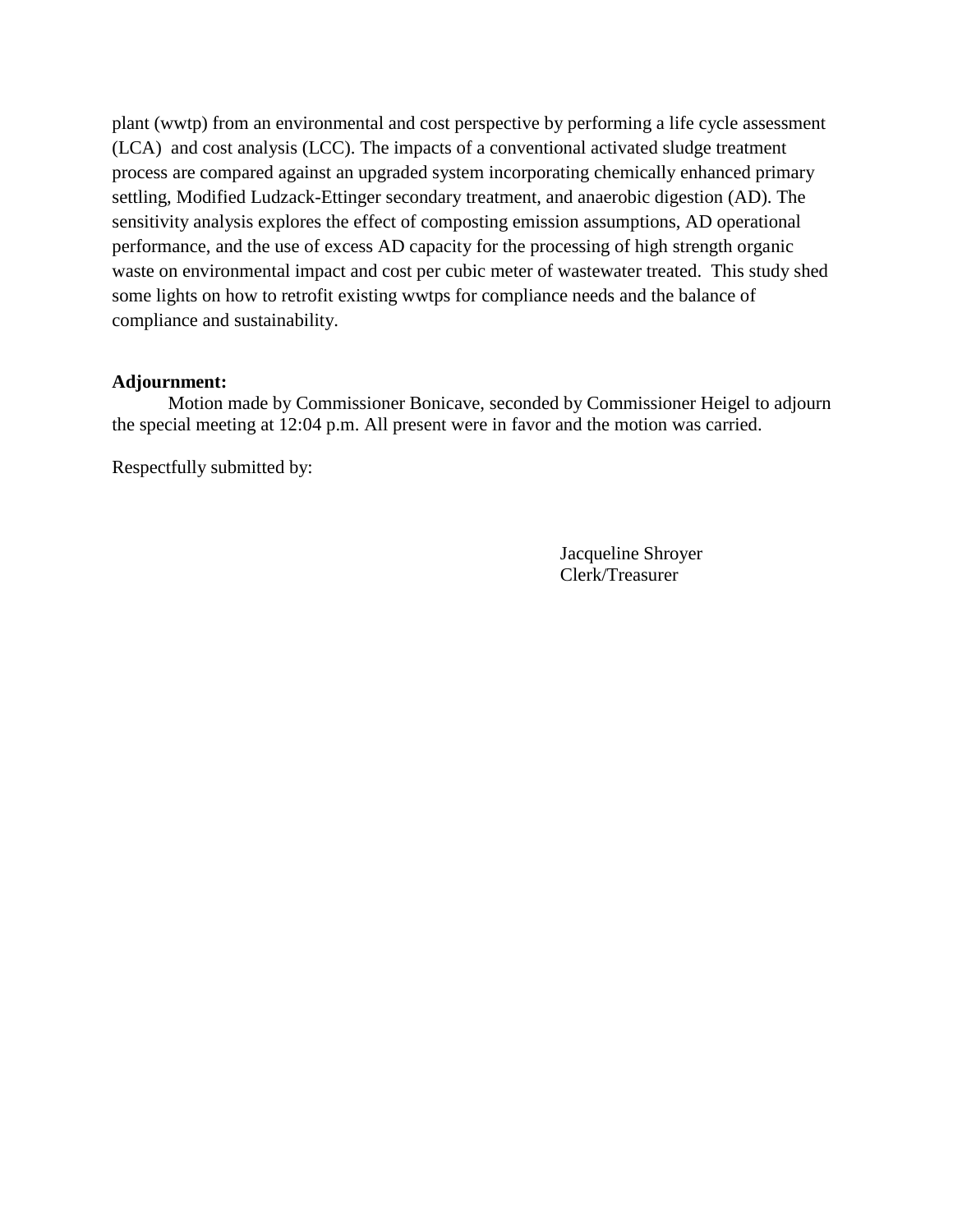plant (wwtp) from an environmental and cost perspective by performing a life cycle assessment (LCA) and cost analysis (LCC). The impacts of a conventional activated sludge treatment process are compared against an upgraded system incorporating chemically enhanced primary settling, Modified Ludzack-Ettinger secondary treatment, and anaerobic digestion (AD). The sensitivity analysis explores the effect of composting emission assumptions, AD operational performance, and the use of excess AD capacity for the processing of high strength organic waste on environmental impact and cost per cubic meter of wastewater treated. This study shed some lights on how to retrofit existing wwtps for compliance needs and the balance of compliance and sustainability.

**Adjournment:**

Motion made by Commissioner Bonicave, seconded by Commissioner Heigel to adjourn the special meeting at 12:04 p.m. All present were in favor and the motion was carried.

Respectfully submitted by:

Jacqueline Shroyer
Clerk/Treasurer